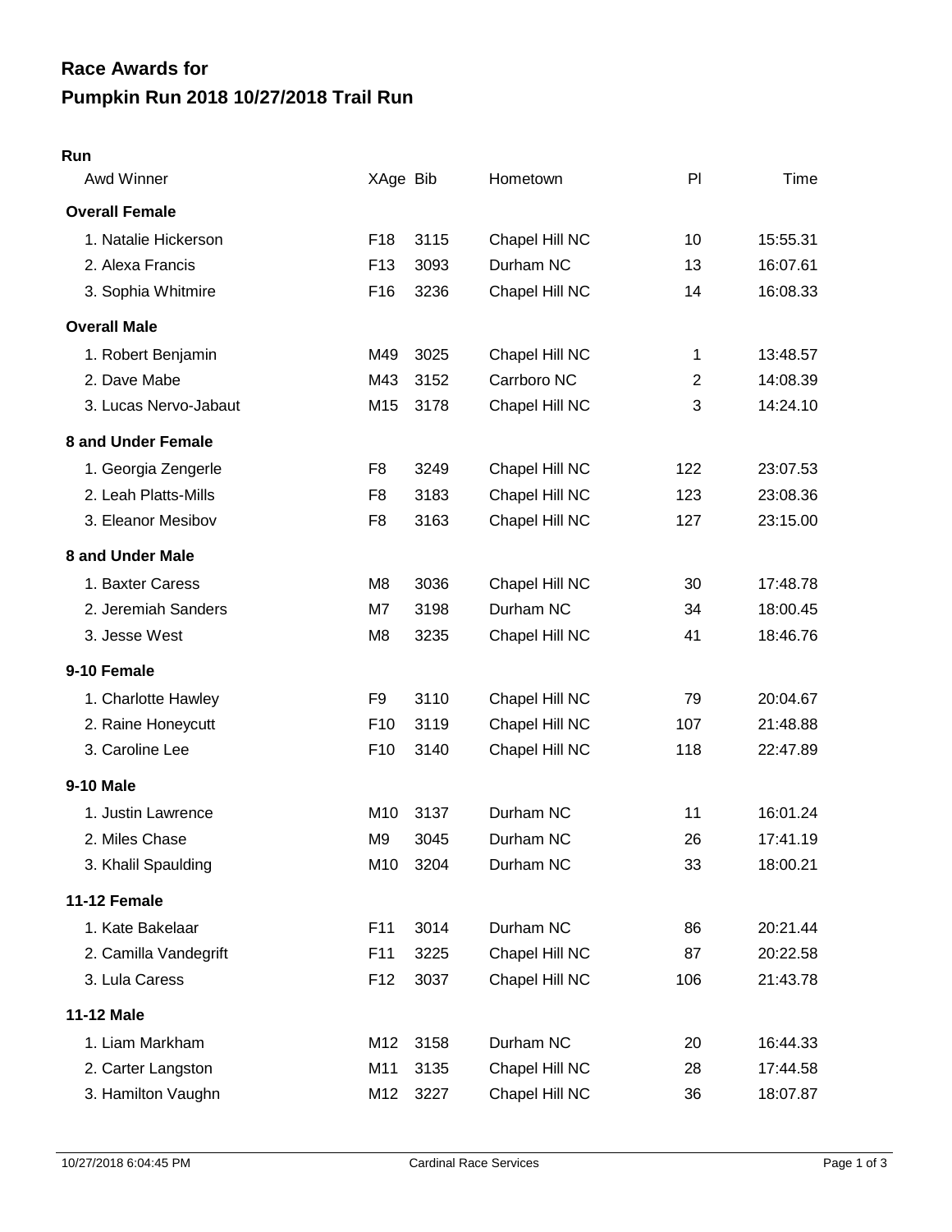# Race Awards for
# Pumpkin Run 2018 10/27/2018 Trail Run

**Run**

| Awd Winner | XAge | Bib | Hometown | Pl | Time |
|---|---|---|---|---|---|
| **Overall Female** | | | | | |
| 1. Natalie Hickerson | F18 | 3115 | Chapel Hill NC | 10 | 15:55.31 |
| 2. Alexa Francis | F13 | 3093 | Durham NC | 13 | 16:07.61 |
| 3. Sophia Whitmire | F16 | 3236 | Chapel Hill NC | 14 | 16:08.33 |
| **Overall Male** | | | | | |
| 1. Robert Benjamin | M49 | 3025 | Chapel Hill NC | 1 | 13:48.57 |
| 2. Dave Mabe | M43 | 3152 | Carrboro NC | 2 | 14:08.39 |
| 3. Lucas Nervo-Jabaut | M15 | 3178 | Chapel Hill NC | 3 | 14:24.10 |
| **8 and Under Female** | | | | | |
| 1. Georgia Zengerle | F8 | 3249 | Chapel Hill NC | 122 | 23:07.53 |
| 2. Leah Platts-Mills | F8 | 3183 | Chapel Hill NC | 123 | 23:08.36 |
| 3. Eleanor Mesibov | F8 | 3163 | Chapel Hill NC | 127 | 23:15.00 |
| **8 and Under Male** | | | | | |
| 1. Baxter Caress | M8 | 3036 | Chapel Hill NC | 30 | 17:48.78 |
| 2. Jeremiah Sanders | M7 | 3198 | Durham NC | 34 | 18:00.45 |
| 3. Jesse West | M8 | 3235 | Chapel Hill NC | 41 | 18:46.76 |
| **9-10 Female** | | | | | |
| 1. Charlotte Hawley | F9 | 3110 | Chapel Hill NC | 79 | 20:04.67 |
| 2. Raine Honeycutt | F10 | 3119 | Chapel Hill NC | 107 | 21:48.88 |
| 3. Caroline Lee | F10 | 3140 | Chapel Hill NC | 118 | 22:47.89 |
| **9-10 Male** | | | | | |
| 1. Justin Lawrence | M10 | 3137 | Durham NC | 11 | 16:01.24 |
| 2. Miles Chase | M9 | 3045 | Durham NC | 26 | 17:41.19 |
| 3. Khalil Spaulding | M10 | 3204 | Durham NC | 33 | 18:00.21 |
| **11-12 Female** | | | | | |
| 1. Kate Bakelaar | F11 | 3014 | Durham NC | 86 | 20:21.44 |
| 2. Camilla Vandegrift | F11 | 3225 | Chapel Hill NC | 87 | 20:22.58 |
| 3. Lula Caress | F12 | 3037 | Chapel Hill NC | 106 | 21:43.78 |
| **11-12 Male** | | | | | |
| 1. Liam Markham | M12 | 3158 | Durham NC | 20 | 16:44.33 |
| 2. Carter Langston | M11 | 3135 | Chapel Hill NC | 28 | 17:44.58 |
| 3. Hamilton Vaughn | M12 | 3227 | Chapel Hill NC | 36 | 18:07.87 |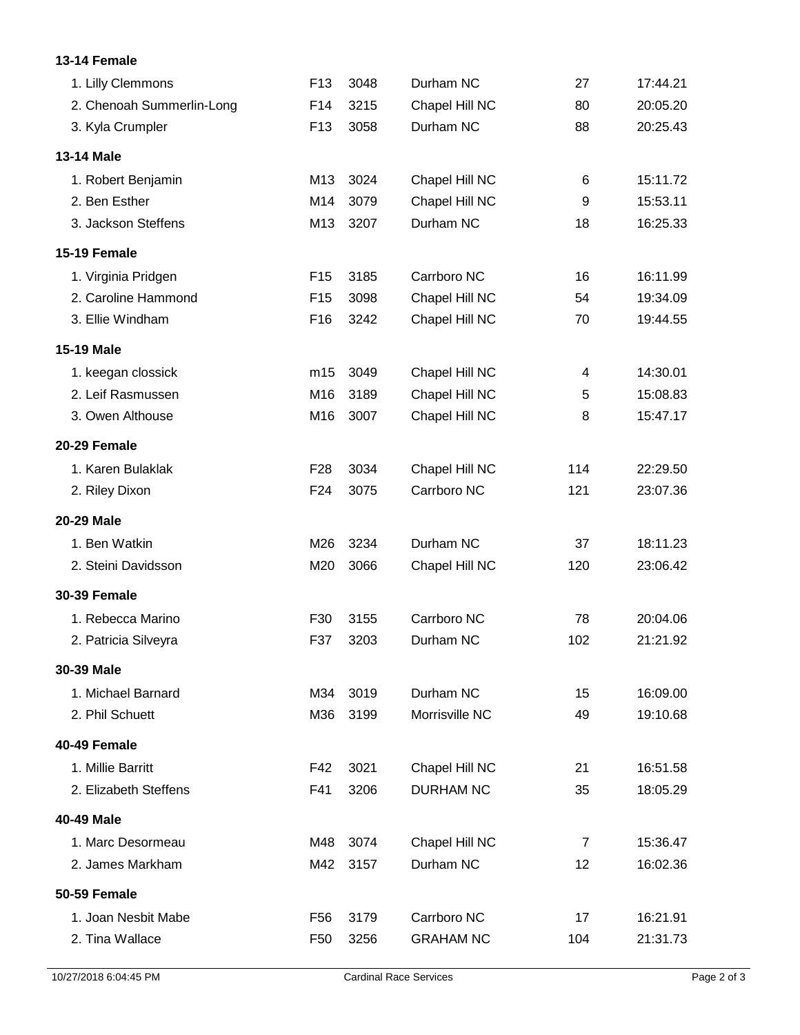**13-14 Female**

| | | | | | |
|---|---|---|---|---|---|
| 1. Lilly Clemmons | F13 | 3048 | Durham NC | 27 | 17:44.21 |
| 2. Chenoah Summerlin-Long | F14 | 3215 | Chapel Hill NC | 80 | 20:05.20 |
| 3. Kyla Crumpler | F13 | 3058 | Durham NC | 88 | 20:25.43 |

**13-14 Male**

| | | | | | |
|---|---|---|---|---|---|
| 1. Robert Benjamin | M13 | 3024 | Chapel Hill NC | 6 | 15:11.72 |
| 2. Ben Esther | M14 | 3079 | Chapel Hill NC | 9 | 15:53.11 |
| 3. Jackson Steffens | M13 | 3207 | Durham NC | 18 | 16:25.33 |

**15-19 Female**

| | | | | | |
|---|---|---|---|---|---|
| 1. Virginia Pridgen | F15 | 3185 | Carrboro NC | 16 | 16:11.99 |
| 2. Caroline Hammond | F15 | 3098 | Chapel Hill NC | 54 | 19:34.09 |
| 3. Ellie Windham | F16 | 3242 | Chapel Hill NC | 70 | 19:44.55 |

**15-19 Male**

| | | | | | |
|---|---|---|---|---|---|
| 1. keegan clossick | m15 | 3049 | Chapel Hill NC | 4 | 14:30.01 |
| 2. Leif Rasmussen | M16 | 3189 | Chapel Hill NC | 5 | 15:08.83 |
| 3. Owen Althouse | M16 | 3007 | Chapel Hill NC | 8 | 15:47.17 |

**20-29 Female**

| | | | | | |
|---|---|---|---|---|---|
| 1. Karen Bulaklak | F28 | 3034 | Chapel Hill NC | 114 | 22:29.50 |
| 2. Riley Dixon | F24 | 3075 | Carrboro NC | 121 | 23:07.36 |

**20-29 Male**

| | | | | | |
|---|---|---|---|---|---|
| 1. Ben Watkin | M26 | 3234 | Durham NC | 37 | 18:11.23 |
| 2. Steini Davidsson | M20 | 3066 | Chapel Hill NC | 120 | 23:06.42 |

**30-39 Female**

| | | | | | |
|---|---|---|---|---|---|
| 1. Rebecca Marino | F30 | 3155 | Carrboro NC | 78 | 20:04.06 |
| 2. Patricia Silveyra | F37 | 3203 | Durham NC | 102 | 21:21.92 |

**30-39 Male**

| | | | | | |
|---|---|---|---|---|---|
| 1. Michael Barnard | M34 | 3019 | Durham NC | 15 | 16:09.00 |
| 2. Phil Schuett | M36 | 3199 | Morrisville NC | 49 | 19:10.68 |

**40-49 Female**

| | | | | | |
|---|---|---|---|---|---|
| 1. Millie Barritt | F42 | 3021 | Chapel Hill NC | 21 | 16:51.58 |
| 2. Elizabeth Steffens | F41 | 3206 | DURHAM NC | 35 | 18:05.29 |

**40-49 Male**

| | | | | | |
|---|---|---|---|---|---|
| 1. Marc Desormeau | M48 | 3074 | Chapel Hill NC | 7 | 15:36.47 |
| 2. James Markham | M42 | 3157 | Durham NC | 12 | 16:02.36 |

**50-59 Female**

| | | | | | |
|---|---|---|---|---|---|
| 1. Joan Nesbit Mabe | F56 | 3179 | Carrboro NC | 17 | 16:21.91 |
| 2. Tina Wallace | F50 | 3256 | GRAHAM NC | 104 | 21:31.73 |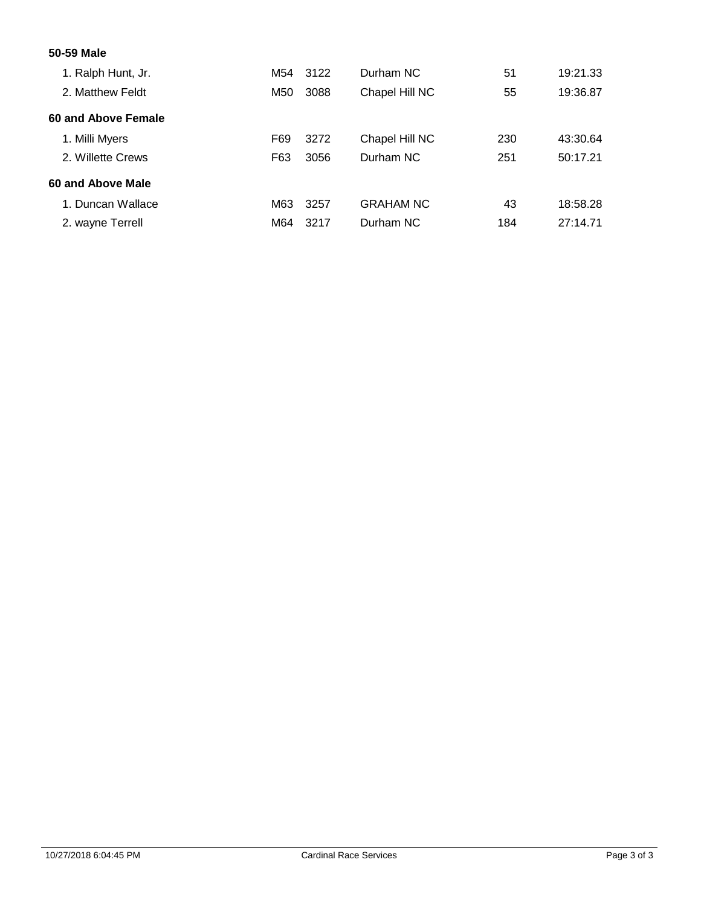**50-59 Male**

| | | | | | |
|---|---|---|---|---|---|
| 1. Ralph Hunt, Jr. | M54 | 3122 | Durham NC | 51 | 19:21.33 |
| 2. Matthew Feldt | M50 | 3088 | Chapel Hill NC | 55 | 19:36.87 |

**60 and Above Female**

| | | | | | |
|---|---|---|---|---|---|
| 1. Milli Myers | F69 | 3272 | Chapel Hill NC | 230 | 43:30.64 |
| 2. Willette Crews | F63 | 3056 | Durham NC | 251 | 50:17.21 |

**60 and Above Male**

| | | | | | |
|---|---|---|---|---|---|
| 1. Duncan Wallace | M63 | 3257 | GRAHAM NC | 43 | 18:58.28 |
| 2. wayne Terrell | M64 | 3217 | Durham NC | 184 | 27:14.71 |